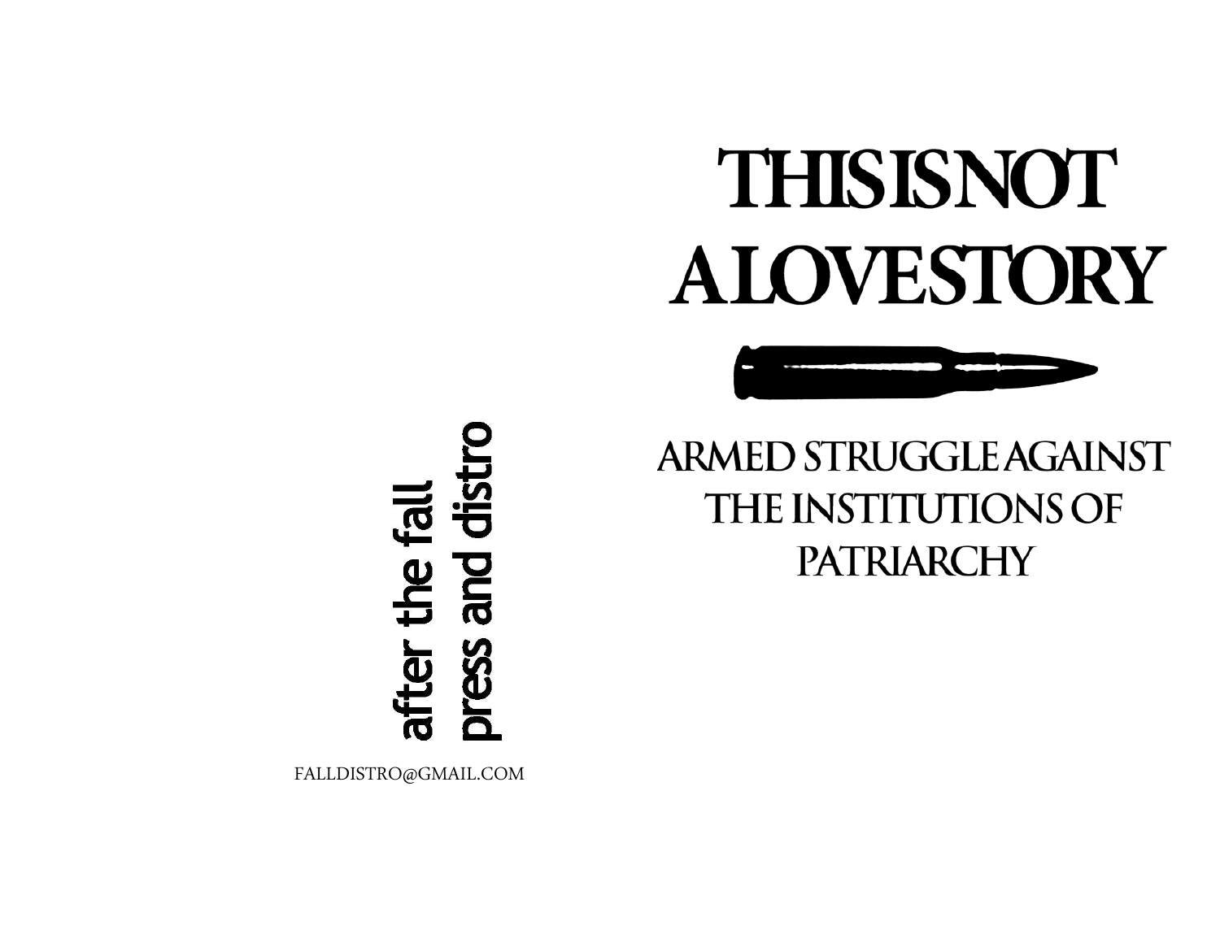# THIS IS NOT A LOVE STORY

## ARMED STRUGGLE AGAINST THE INSTITUTIONS OF PATRIARCHY

after the fall
press and distro

FALLDISTRO@GMAIL.COM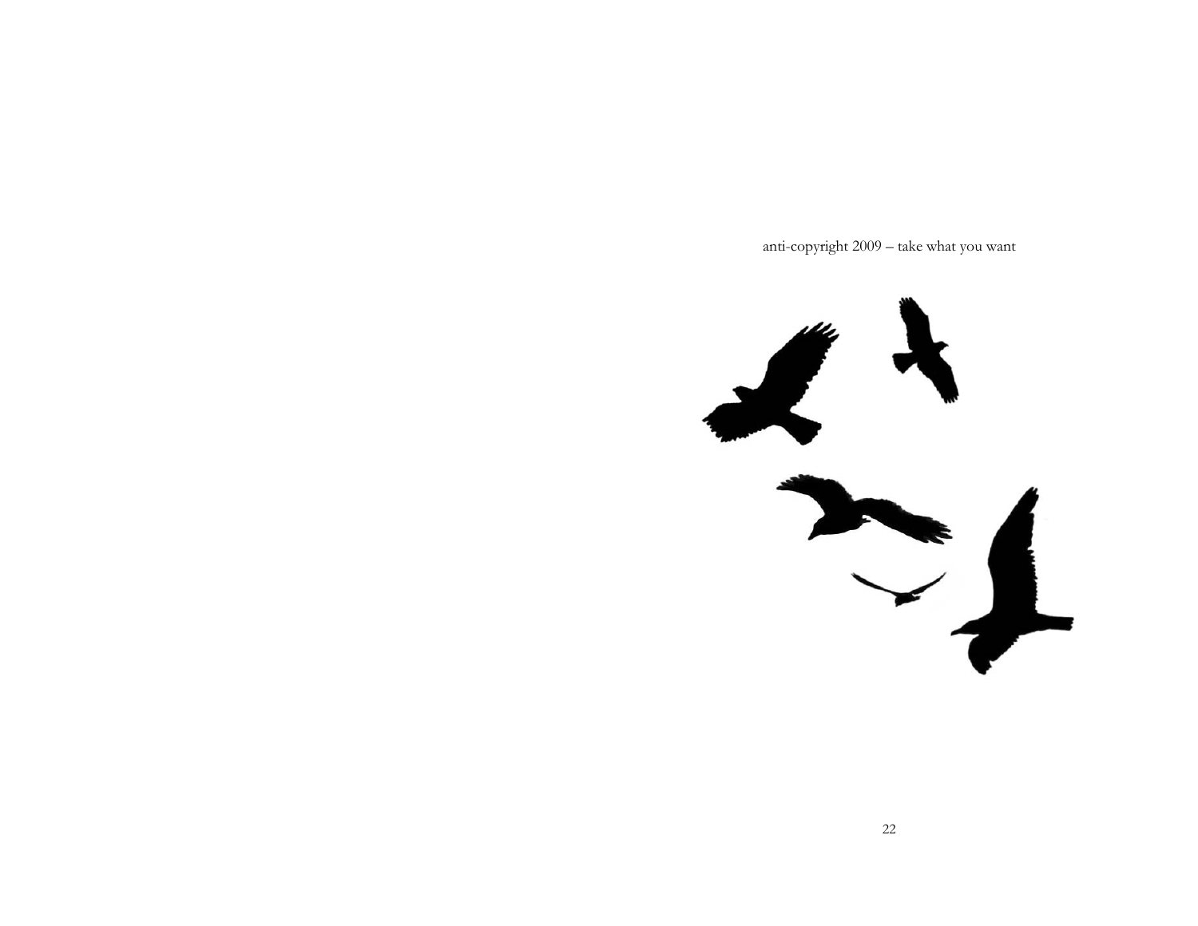anti-copyright 2009 – take what you want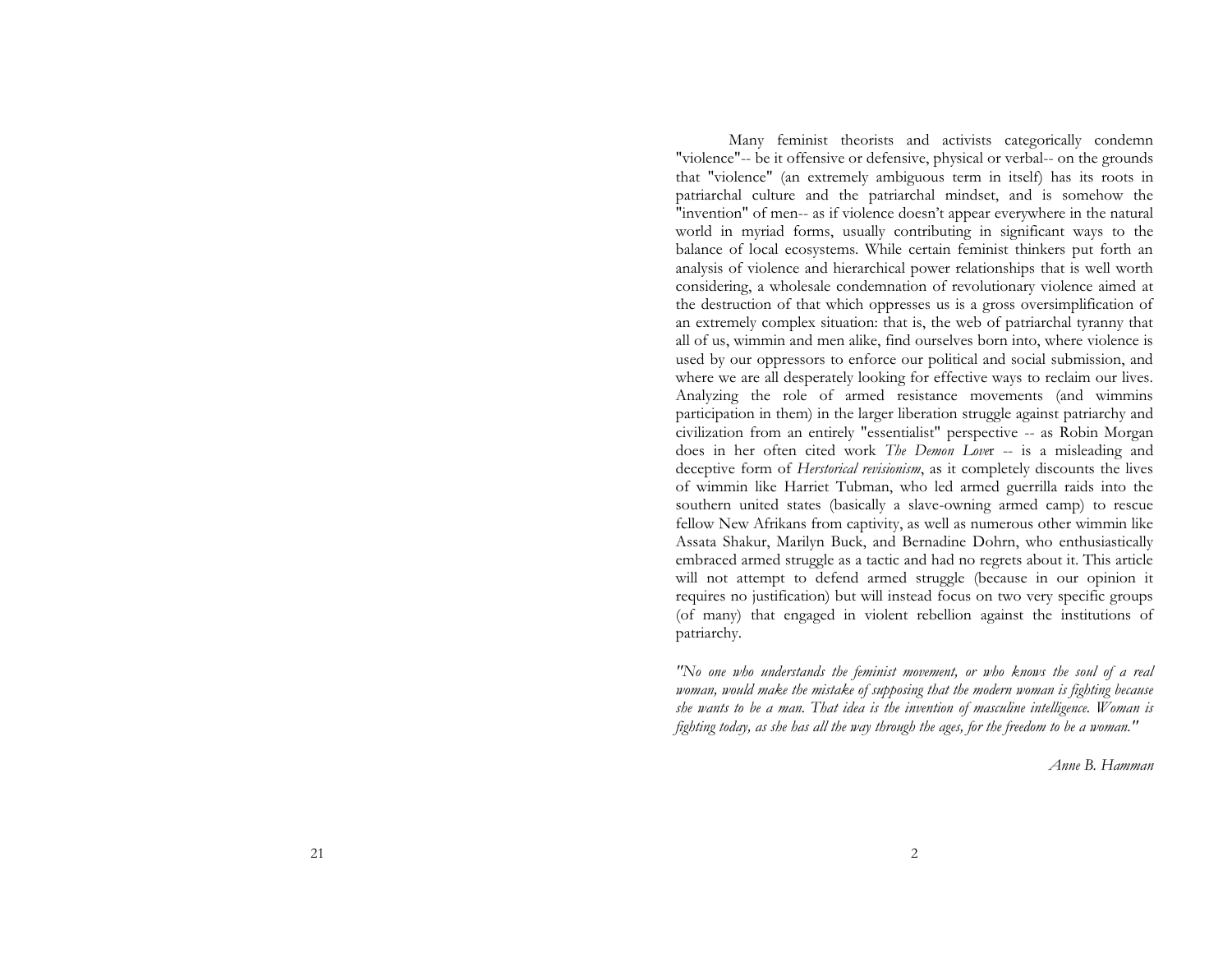Many feminist theorists and activists categorically condemn "violence"-- be it offensive or defensive, physical or verbal-- on the grounds that "violence" (an extremely ambiguous term in itself) has its roots in patriarchal culture and the patriarchal mindset, and is somehow the "invention" of men-- as if violence doesn't appear everywhere in the natural world in myriad forms, usually contributing in significant ways to the balance of local ecosystems. While certain feminist thinkers put forth an analysis of violence and hierarchical power relationships that is well worth considering, a wholesale condemnation of revolutionary violence aimed at the destruction of that which oppresses us is a gross oversimplification of an extremely complex situation: that is, the web of patriarchal tyranny that all of us, wimmin and men alike, find ourselves born into, where violence is used by our oppressors to enforce our political and social submission, and where we are all desperately looking for effective ways to reclaim our lives. Analyzing the role of armed resistance movements (and wimmins participation in them) in the larger liberation struggle against patriarchy and civilization from an entirely "essentialist" perspective -- as Robin Morgan does in her often cited work *The Demon Lover* -- is a misleading and deceptive form of *Herstorical revisionism*, as it completely discounts the lives of wimmin like Harriet Tubman, who led armed guerrilla raids into the southern united states (basically a slave-owning armed camp) to rescue fellow New Afrikans from captivity, as well as numerous other wimmin like Assata Shakur, Marilyn Buck, and Bernadine Dohrn, who enthusiastically embraced armed struggle as a tactic and had no regrets about it. This article will not attempt to defend armed struggle (because in our opinion it requires no justification) but will instead focus on two very specific groups (of many) that engaged in violent rebellion against the institutions of patriarchy.

*"No one who understands the feminist movement, or who knows the soul of a real woman, would make the mistake of supposing that the modern woman is fighting because she wants to be a man. That idea is the invention of masculine intelligence. Woman is fighting today, as she has all the way through the ages, for the freedom to be a woman."*

*Anne B. Hamman*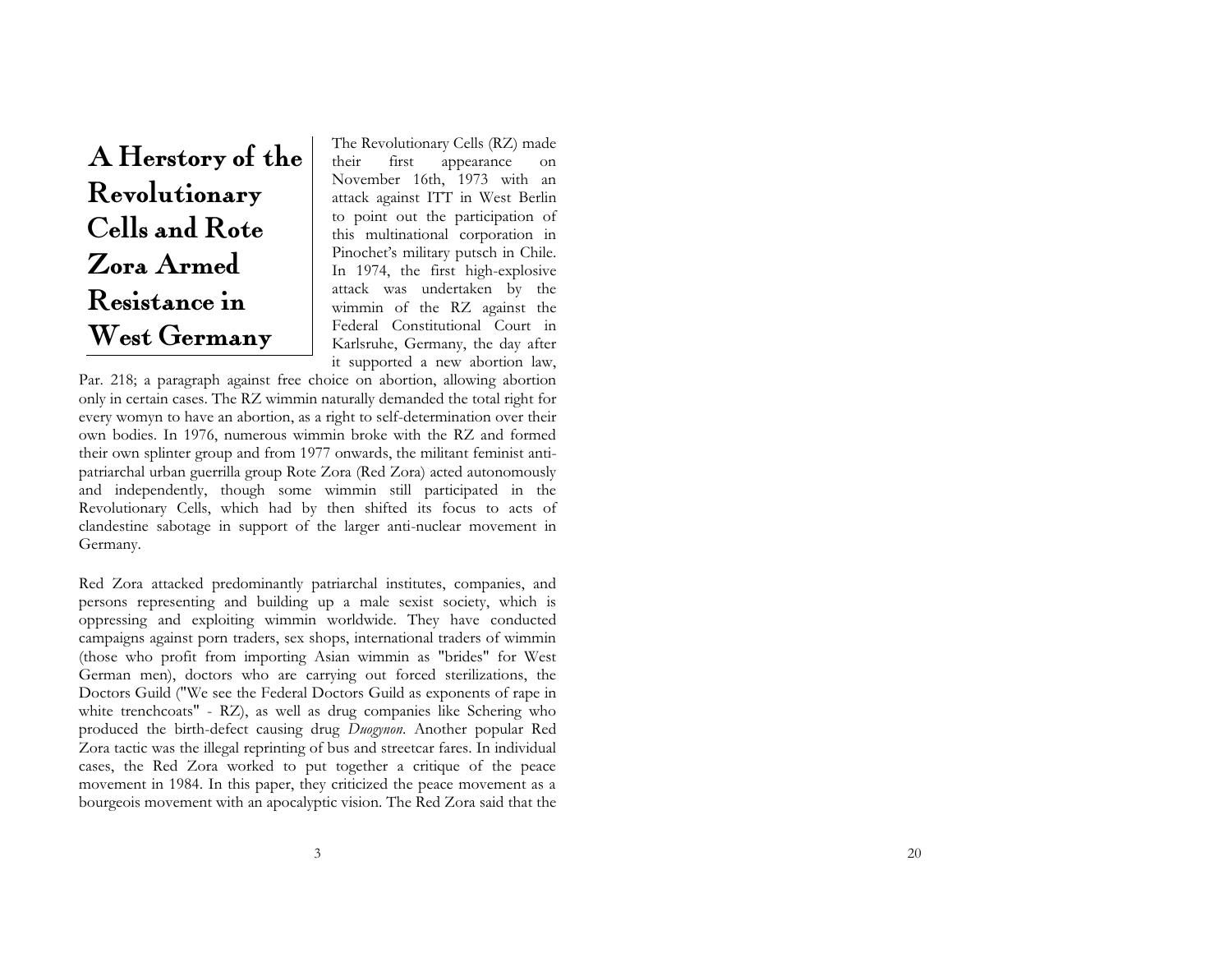# A Herstory of the Revolutionary Cells and Rote Zora Armed Resistance in West Germany

The Revolutionary Cells (RZ) made their first appearance on November 16th, 1973 with an attack against ITT in West Berlin to point out the participation of this multinational corporation in Pinochet's military putsch in Chile. In 1974, the first high-explosive attack was undertaken by the wimmin of the RZ against the Federal Constitutional Court in Karlsruhe, Germany, the day after it supported a new abortion law, Par. 218; a paragraph against free choice on abortion, allowing abortion only in certain cases. The RZ wimmin naturally demanded the total right for every womyn to have an abortion, as a right to self-determination over their own bodies. In 1976, numerous wimmin broke with the RZ and formed their own splinter group and from 1977 onwards, the militant feminist anti-patriarchal urban guerrilla group Rote Zora (Red Zora) acted autonomously and independently, though some wimmin still participated in the Revolutionary Cells, which had by then shifted its focus to acts of clandestine sabotage in support of the larger anti-nuclear movement in Germany.

Red Zora attacked predominantly patriarchal institutes, companies, and persons representing and building up a male sexist society, which is oppressing and exploiting wimmin worldwide. They have conducted campaigns against porn traders, sex shops, international traders of wimmin (those who profit from importing Asian wimmin as "brides" for West German men), doctors who are carrying out forced sterilizations, the Doctors Guild ("We see the Federal Doctors Guild as exponents of rape in white trenchcoats" - RZ), as well as drug companies like Schering who produced the birth-defect causing drug *Duogynon*. Another popular Red Zora tactic was the illegal reprinting of bus and streetcar fares. In individual cases, the Red Zora worked to put together a critique of the peace movement in 1984. In this paper, they criticized the peace movement as a bourgeois movement with an apocalyptic vision. The Red Zora said that the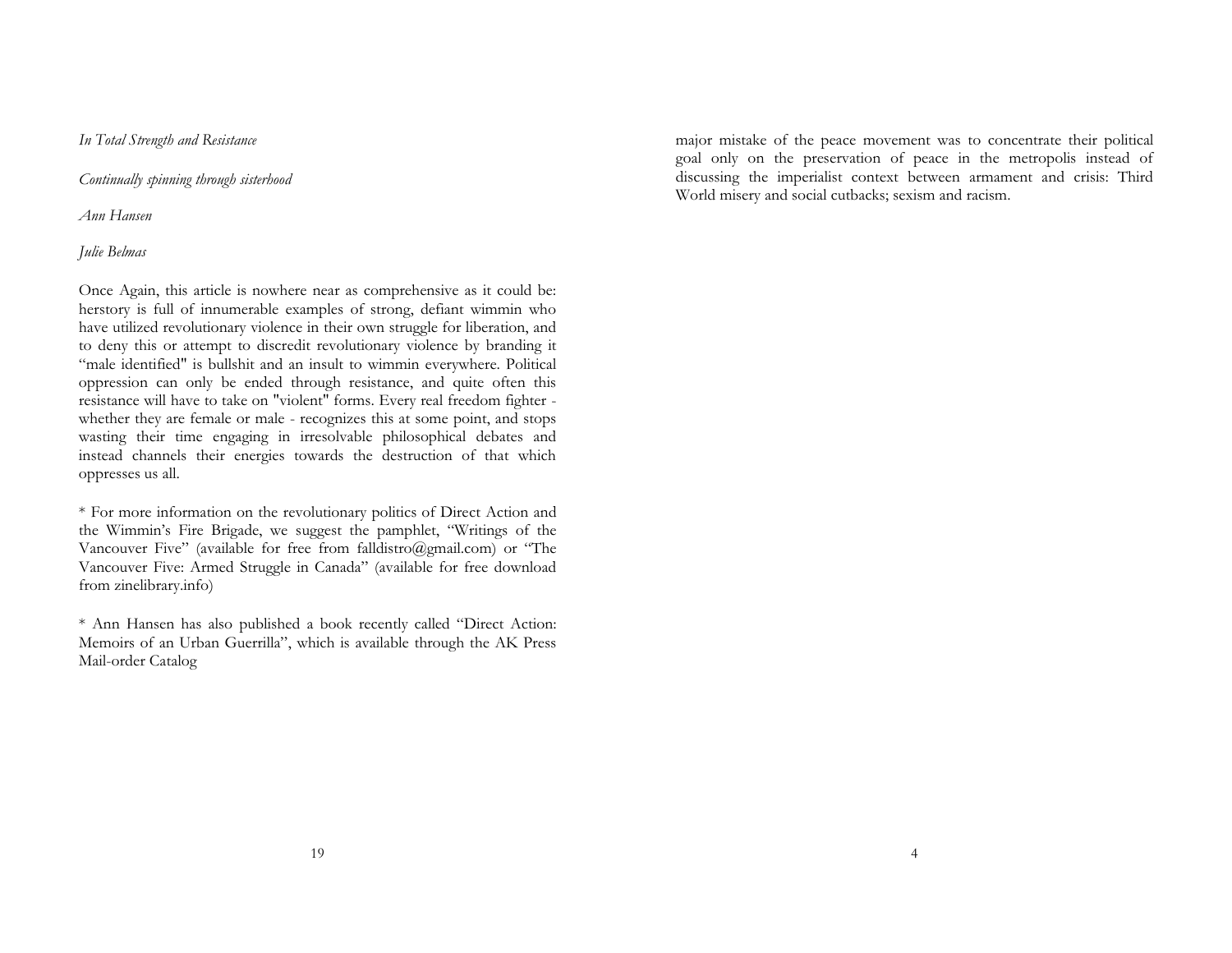*In Total Strength and Resistance*

*Continually spinning through sisterhood*

*Ann Hansen*

*Julie Belmas*

Once Again, this article is nowhere near as comprehensive as it could be: herstory is full of innumerable examples of strong, defiant wimmin who have utilized revolutionary violence in their own struggle for liberation, and to deny this or attempt to discredit revolutionary violence by branding it "male identified" is bullshit and an insult to wimmin everywhere. Political oppression can only be ended through resistance, and quite often this resistance will have to take on "violent" forms. Every real freedom fighter - whether they are female or male - recognizes this at some point, and stops wasting their time engaging in irresolvable philosophical debates and instead channels their energies towards the destruction of that which oppresses us all.

* For more information on the revolutionary politics of Direct Action and the Wimmin's Fire Brigade, we suggest the pamphlet, "Writings of the Vancouver Five" (available for free from falldistro@gmail.com) or "The Vancouver Five: Armed Struggle in Canada" (available for free download from zinelibrary.info)

* Ann Hansen has also published a book recently called "Direct Action: Memoirs of an Urban Guerrilla", which is available through the AK Press Mail-order Catalog

major mistake of the peace movement was to concentrate their political goal only on the preservation of peace in the metropolis instead of discussing the imperialist context between armament and crisis: Third World misery and social cutbacks; sexism and racism.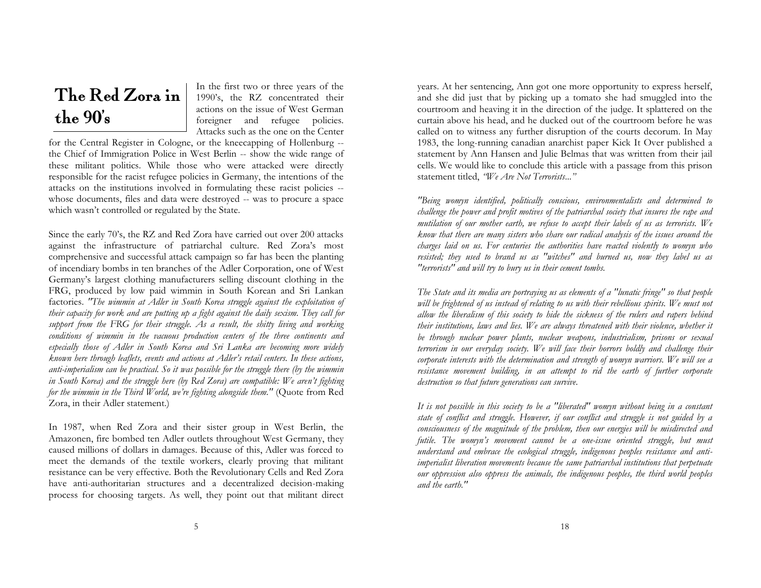# The Red Zora in the 90's

In the first two or three years of the 1990's, the RZ concentrated their actions on the issue of West German foreigner and refugee policies. Attacks such as the one on the Center for the Central Register in Cologne, or the kneecapping of Hollenburg -- the Chief of Immigration Police in West Berlin -- show the wide range of these militant politics. While those who were attacked were directly responsible for the racist refugee policies in Germany, the intentions of the attacks on the institutions involved in formulating these racist policies -- whose documents, files and data were destroyed -- was to procure a space which wasn't controlled or regulated by the State.

Since the early 70's, the RZ and Red Zora have carried out over 200 attacks against the infrastructure of patriarchal culture. Red Zora's most comprehensive and successful attack campaign so far has been the planting of incendiary bombs in ten branches of the Adler Corporation, one of West Germany's largest clothing manufacturers selling discount clothing in the FRG, produced by low paid wimmin in South Korean and Sri Lankan factories. *"The wimmin at Adler in South Korea struggle against the exploitation of their capacity for work and are putting up a fight against the daily sexism. They call for support from the FRG for their struggle. As a result, the shitty living and working conditions of wimmin in the vacuous production centers of the three continents and especially those of Adler in South Korea and Sri Lanka are becoming more widely known here through leaflets, events and actions at Adler's retail centers. In these actions, anti-imperialism can be practical. So it was possible for the struggle there (by the wimmin in South Korea) and the struggle here (by Red Zora) are compatible: We aren't fighting for the wimmin in the Third World, we're fighting alongside them."* (Quote from Red Zora, in their Adler statement.)

In 1987, when Red Zora and their sister group in West Berlin, the Amazonen, fire bombed ten Adler outlets throughout West Germany, they caused millions of dollars in damages. Because of this, Adler was forced to meet the demands of the textile workers, clearly proving that militant resistance can be very effective. Both the Revolutionary Cells and Red Zora have anti-authoritarian structures and a decentralized decision-making process for choosing targets. As well, they point out that militant direct

years. At her sentencing, Ann got one more opportunity to express herself, and she did just that by picking up a tomato she had smuggled into the courtroom and heaving it in the direction of the judge. It splattered on the curtain above his head, and he ducked out of the courtroom before he was called on to witness any further disruption of the courts decorum. In May 1983, the long-running canadian anarchist paper Kick It Over published a statement by Ann Hansen and Julie Belmas that was written from their jail cells. We would like to conclude this article with a passage from this prison statement titled, *"We Are Not Terrorists..."*

*"Being womyn identified, politically conscious, environmentalists and determined to challenge the power and profit motives of the patriarchal society that insures the rape and mutilation of our mother earth, we refuse to accept their labels of us as terrorists. We know that there are many sisters who share our radical analysis of the issues around the charges laid on us. For centuries the authorities have reacted violently to womyn who resisted; they used to brand us as "witches" and burned us, now they label us as "terrorists" and will try to bury us in their cement tombs.*

*The State and its media are portraying us as elements of a "lunatic fringe" so that people will be frightened of us instead of relating to us with their rebellious spirits. We must not allow the liberalism of this society to hide the sickness of the rulers and rapers behind their institutions, laws and lies. We are always threatened with their violence, whether it be through nuclear power plants, nuclear weapons, industrialism, prisons or sexual terrorism in our everyday society. We will face their horrors boldly and challenge their corporate interests with the determination and strength of womyn warriors. We will see a resistance movement building, in an attempt to rid the earth of further corporate destruction so that future generations can survive.*

*It is not possible in this society to be a "liberated" womyn without being in a constant state of conflict and struggle. However, if our conflict and struggle is not guided by a consciousness of the magnitude of the problem, then our energies will be misdirected and futile. The womyn's movement cannot be a one-issue oriented struggle, but must understand and embrace the ecological struggle, indigenous peoples resistance and anti-imperialist liberation movements because the same patriarchal institutions that perpetuate our oppression also oppress the animals, the indigenous peoples, the third world peoples and the earth."*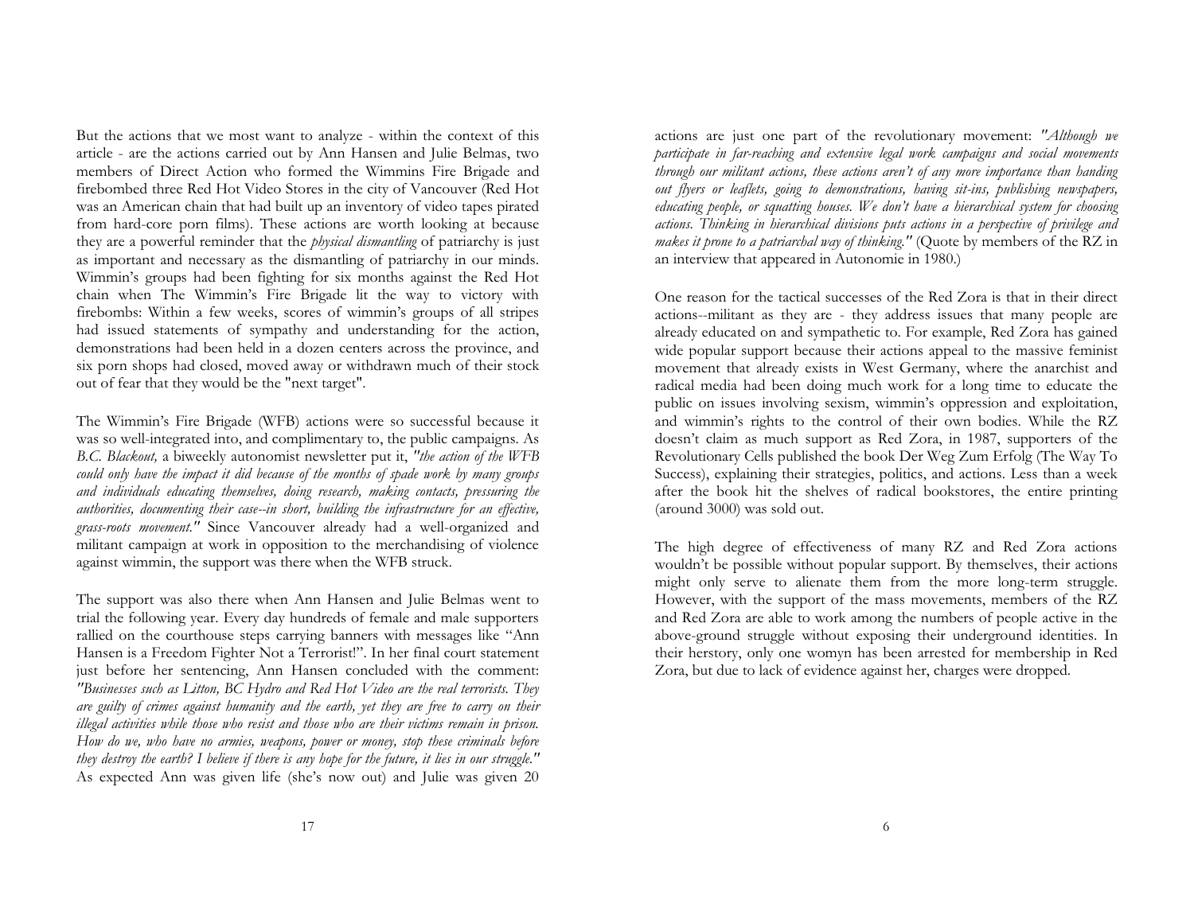But the actions that we most want to analyze - within the context of this article - are the actions carried out by Ann Hansen and Julie Belmas, two members of Direct Action who formed the Wimmins Fire Brigade and firebombed three Red Hot Video Stores in the city of Vancouver (Red Hot was an American chain that had built up an inventory of video tapes pirated from hard-core porn films). These actions are worth looking at because they are a powerful reminder that the *physical dismantling* of patriarchy is just as important and necessary as the dismantling of patriarchy in our minds. Wimmin's groups had been fighting for six months against the Red Hot chain when The Wimmin's Fire Brigade lit the way to victory with firebombs: Within a few weeks, scores of wimmin's groups of all stripes had issued statements of sympathy and understanding for the action, demonstrations had been held in a dozen centers across the province, and six porn shops had closed, moved away or withdrawn much of their stock out of fear that they would be the "next target".

The Wimmin's Fire Brigade (WFB) actions were so successful because it was so well-integrated into, and complimentary to, the public campaigns. As *B.C. Blackout,* a biweekly autonomist newsletter put it, *"the action of the WFB could only have the impact it did because of the months of spade work by many groups and individuals educating themselves, doing research, making contacts, pressuring the authorities, documenting their case--in short, building the infrastructure for an effective, grass-roots movement."* Since Vancouver already had a well-organized and militant campaign at work in opposition to the merchandising of violence against wimmin, the support was there when the WFB struck.

The support was also there when Ann Hansen and Julie Belmas went to trial the following year. Every day hundreds of female and male supporters rallied on the courthouse steps carrying banners with messages like "Ann Hansen is a Freedom Fighter Not a Terrorist!". In her final court statement just before her sentencing, Ann Hansen concluded with the comment: *"Businesses such as Litton, BC Hydro and Red Hot Video are the real terrorists. They are guilty of crimes against humanity and the earth, yet they are free to carry on their illegal activities while those who resist and those who are their victims remain in prison. How do we, who have no armies, weapons, power or money, stop these criminals before they destroy the earth? I believe if there is any hope for the future, it lies in our struggle."* As expected Ann was given life (she's now out) and Julie was given 20

actions are just one part of the revolutionary movement: *"Although we participate in far-reaching and extensive legal work campaigns and social movements through our militant actions, these actions aren't of any more importance than handing out flyers or leaflets, going to demonstrations, having sit-ins, publishing newspapers, educating people, or squatting houses. We don't have a hierarchical system for choosing actions. Thinking in hierarchical divisions puts actions in a perspective of privilege and makes it prone to a patriarchal way of thinking."* (Quote by members of the RZ in an interview that appeared in Autonomie in 1980.)

One reason for the tactical successes of the Red Zora is that in their direct actions--militant as they are - they address issues that many people are already educated on and sympathetic to. For example, Red Zora has gained wide popular support because their actions appeal to the massive feminist movement that already exists in West Germany, where the anarchist and radical media had been doing much work for a long time to educate the public on issues involving sexism, wimmin's oppression and exploitation, and wimmin's rights to the control of their own bodies. While the RZ doesn't claim as much support as Red Zora, in 1987, supporters of the Revolutionary Cells published the book Der Weg Zum Erfolg (The Way To Success), explaining their strategies, politics, and actions. Less than a week after the book hit the shelves of radical bookstores, the entire printing (around 3000) was sold out.

The high degree of effectiveness of many RZ and Red Zora actions wouldn't be possible without popular support. By themselves, their actions might only serve to alienate them from the more long-term struggle. However, with the support of the mass movements, members of the RZ and Red Zora are able to work among the numbers of people active in the above-ground struggle without exposing their underground identities. In their herstory, only one womyn has been arrested for membership in Red Zora, but due to lack of evidence against her, charges were dropped.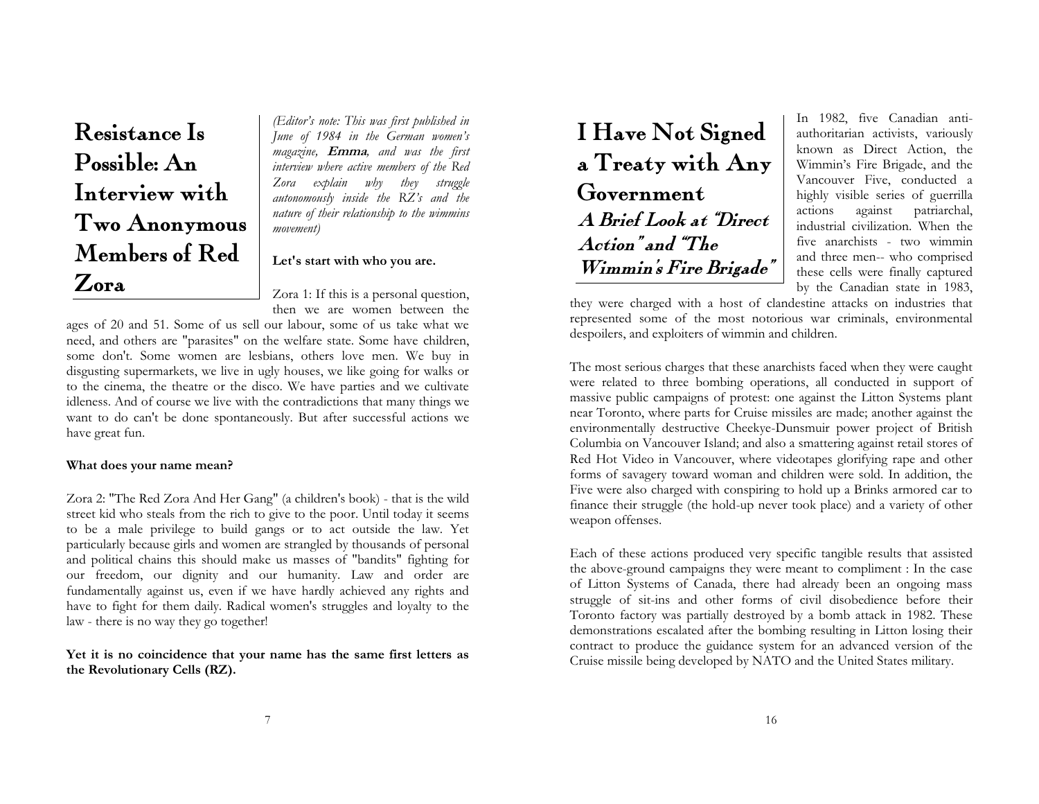# Resistance Is Possible: An Interview with Two Anonymous Members of Red Zora

*(Editor's note: This was first published in June of 1984 in the German women's magazine,* ***Emma****, and was the first interview where active members of the Red Zora explain why they struggle autonomously inside the RZ's and the nature of their relationship to the wimmins movement)*

**Let's start with who you are.**

Zora 1: If this is a personal question, then we are women between the ages of 20 and 51. Some of us sell our labour, some of us take what we need, and others are "parasites" on the welfare state. Some have children, some don't. Some women are lesbians, others love men. We buy in disgusting supermarkets, we live in ugly houses, we like going for walks or to the cinema, the theatre or the disco. We have parties and we cultivate idleness. And of course we live with the contradictions that many things we want to do can't be done spontaneously. But after successful actions we have great fun.

**What does your name mean?**

Zora 2: "The Red Zora And Her Gang" (a children's book) - that is the wild street kid who steals from the rich to give to the poor. Until today it seems to be a male privilege to build gangs or to act outside the law. Yet particularly because girls and women are strangled by thousands of personal and political chains this should make us masses of "bandits" fighting for our freedom, our dignity and our humanity. Law and order are fundamentally against us, even if we have hardly achieved any rights and have to fight for them daily. Radical women's struggles and loyalty to the law - there is no way they go together!

**Yet it is no coincidence that your name has the same first letters as the Revolutionary Cells (RZ).**

# I Have Not Signed a Treaty with Any Government

## *A Brief Look at "Direct Action" and "The Wimmin's Fire Brigade"*

In 1982, five Canadian anti-authoritarian activists, variously known as Direct Action, the Wimmin's Fire Brigade, and the Vancouver Five, conducted a highly visible series of guerrilla actions against patriarchal, industrial civilization. When the five anarchists - two wimmin and three men-- who comprised these cells were finally captured by the Canadian state in 1983, they were charged with a host of clandestine attacks on industries that represented some of the most notorious war criminals, environmental despoilers, and exploiters of wimmin and children.

The most serious charges that these anarchists faced when they were caught were related to three bombing operations, all conducted in support of massive public campaigns of protest: one against the Litton Systems plant near Toronto, where parts for Cruise missiles are made; another against the environmentally destructive Cheekye-Dunsmuir power project of British Columbia on Vancouver Island; and also a smattering against retail stores of Red Hot Video in Vancouver, where videotapes glorifying rape and other forms of savagery toward woman and children were sold. In addition, the Five were also charged with conspiring to hold up a Brinks armored car to finance their struggle (the hold-up never took place) and a variety of other weapon offenses.

Each of these actions produced very specific tangible results that assisted the above-ground campaigns they were meant to compliment : In the case of Litton Systems of Canada, there had already been an ongoing mass struggle of sit-ins and other forms of civil disobedience before their Toronto factory was partially destroyed by a bomb attack in 1982. These demonstrations escalated after the bombing resulting in Litton losing their contract to produce the guidance system for an advanced version of the Cruise missile being developed by NATO and the United States military.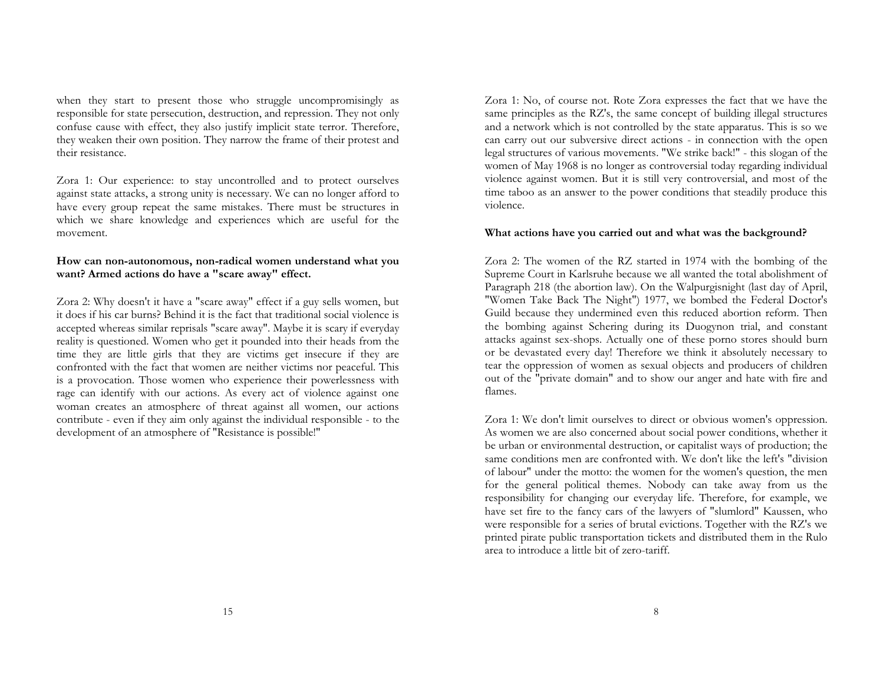when they start to present those who struggle uncompromisingly as responsible for state persecution, destruction, and repression. They not only confuse cause with effect, they also justify implicit state terror. Therefore, they weaken their own position. They narrow the frame of their protest and their resistance.

Zora 1: Our experience: to stay uncontrolled and to protect ourselves against state attacks, a strong unity is necessary. We can no longer afford to have every group repeat the same mistakes. There must be structures in which we share knowledge and experiences which are useful for the movement.

**How can non-autonomous, non-radical women understand what you want? Armed actions do have a "scare away" effect.**

Zora 2: Why doesn't it have a "scare away" effect if a guy sells women, but it does if his car burns? Behind it is the fact that traditional social violence is accepted whereas similar reprisals "scare away". Maybe it is scary if everyday reality is questioned. Women who get it pounded into their heads from the time they are little girls that they are victims get insecure if they are confronted with the fact that women are neither victims nor peaceful. This is a provocation. Those women who experience their powerlessness with rage can identify with our actions. As every act of violence against one woman creates an atmosphere of threat against all women, our actions contribute - even if they aim only against the individual responsible - to the development of an atmosphere of "Resistance is possible!"

Zora 1: No, of course not. Rote Zora expresses the fact that we have the same principles as the RZ's, the same concept of building illegal structures and a network which is not controlled by the state apparatus. This is so we can carry out our subversive direct actions - in connection with the open legal structures of various movements. "We strike back!" - this slogan of the women of May 1968 is no longer as controversial today regarding individual violence against women. But it is still very controversial, and most of the time taboo as an answer to the power conditions that steadily produce this violence.

**What actions have you carried out and what was the background?**

Zora 2: The women of the RZ started in 1974 with the bombing of the Supreme Court in Karlsruhe because we all wanted the total abolishment of Paragraph 218 (the abortion law). On the Walpurgisnight (last day of April, "Women Take Back The Night") 1977, we bombed the Federal Doctor's Guild because they undermined even this reduced abortion reform. Then the bombing against Schering during its Duogynon trial, and constant attacks against sex-shops. Actually one of these porno stores should burn or be devastated every day! Therefore we think it absolutely necessary to tear the oppression of women as sexual objects and producers of children out of the "private domain" and to show our anger and hate with fire and flames.

Zora 1: We don't limit ourselves to direct or obvious women's oppression. As women we are also concerned about social power conditions, whether it be urban or environmental destruction, or capitalist ways of production; the same conditions men are confronted with. We don't like the left's "division of labour" under the motto: the women for the women's question, the men for the general political themes. Nobody can take away from us the responsibility for changing our everyday life. Therefore, for example, we have set fire to the fancy cars of the lawyers of "slumlord" Kaussen, who were responsible for a series of brutal evictions. Together with the RZ's we printed pirate public transportation tickets and distributed them in the Rulo area to introduce a little bit of zero-tariff.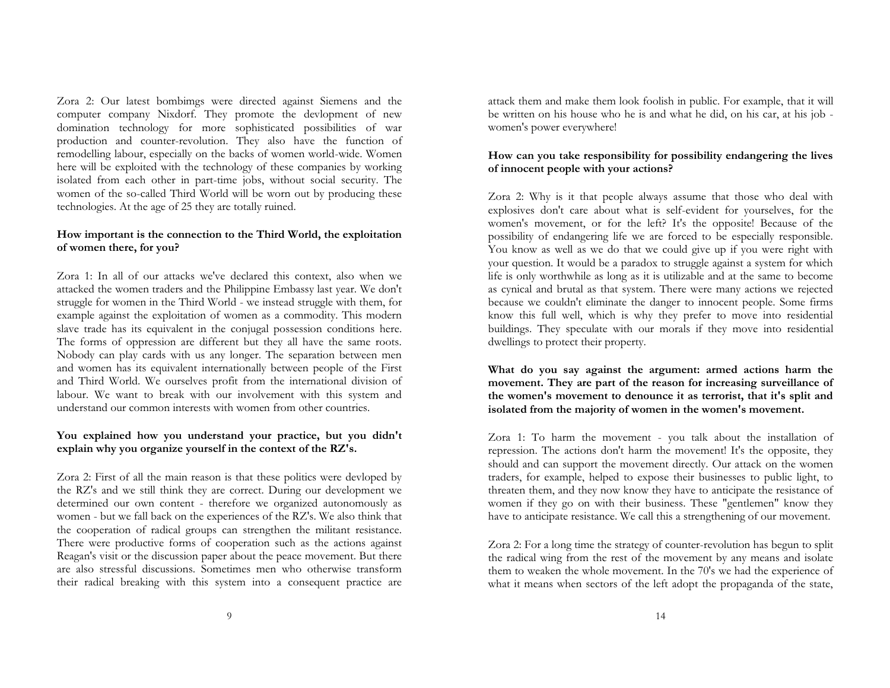Zora 2: Our latest bombimgs were directed against Siemens and the computer company Nixdorf. They promote the devlopment of new domination technology for more sophisticated possibilities of war production and counter-revolution. They also have the function of remodelling labour, especially on the backs of women world-wide. Women here will be exploited with the technology of these companies by working isolated from each other in part-time jobs, without social security. The women of the so-called Third World will be worn out by producing these technologies. At the age of 25 they are totally ruined.

**How important is the connection to the Third World, the exploitation of women there, for you?**

Zora 1: In all of our attacks we've declared this context, also when we attacked the women traders and the Philippine Embassy last year. We don't struggle for women in the Third World - we instead struggle with them, for example against the exploitation of women as a commodity. This modern slave trade has its equivalent in the conjugal possession conditions here. The forms of oppression are different but they all have the same roots. Nobody can play cards with us any longer. The separation between men and women has its equivalent internationally between people of the First and Third World. We ourselves profit from the international division of labour. We want to break with our involvement with this system and understand our common interests with women from other countries.

**You explained how you understand your practice, but you didn't explain why you organize yourself in the context of the RZ's.**

Zora 2: First of all the main reason is that these politics were devloped by the RZ's and we still think they are correct. During our development we determined our own content - therefore we organized autonomously as women - but we fall back on the experiences of the RZ's. We also think that the cooperation of radical groups can strengthen the militant resistance. There were productive forms of cooperation such as the actions against Reagan's visit or the discussion paper about the peace movement. But there are also stressful discussions. Sometimes men who otherwise transform their radical breaking with this system into a consequent practice are

attack them and make them look foolish in public. For example, that it will be written on his house who he is and what he did, on his car, at his job - women's power everywhere!

**How can you take responsibility for possibility endangering the lives of innocent people with your actions?**

Zora 2: Why is it that people always assume that those who deal with explosives don't care about what is self-evident for yourselves, for the women's movement, or for the left? It's the opposite! Because of the possibility of endangering life we are forced to be especially responsible. You know as well as we do that we could give up if you were right with your question. It would be a paradox to struggle against a system for which life is only worthwhile as long as it is utilizable and at the same to become as cynical and brutal as that system. There were many actions we rejected because we couldn't eliminate the danger to innocent people. Some firms know this full well, which is why they prefer to move into residential buildings. They speculate with our morals if they move into residential dwellings to protect their property.

**What do you say against the argument: armed actions harm the movement. They are part of the reason for increasing surveillance of the women's movement to denounce it as terrorist, that it's split and isolated from the majority of women in the women's movement.**

Zora 1: To harm the movement - you talk about the installation of repression. The actions don't harm the movement! It's the opposite, they should and can support the movement directly. Our attack on the women traders, for example, helped to expose their businesses to public light, to threaten them, and they now know they have to anticipate the resistance of women if they go on with their business. These "gentlemen" know they have to anticipate resistance. We call this a strengthening of our movement.

Zora 2: For a long time the strategy of counter-revolution has begun to split the radical wing from the rest of the movement by any means and isolate them to weaken the whole movement. In the 70's we had the experience of what it means when sectors of the left adopt the propaganda of the state,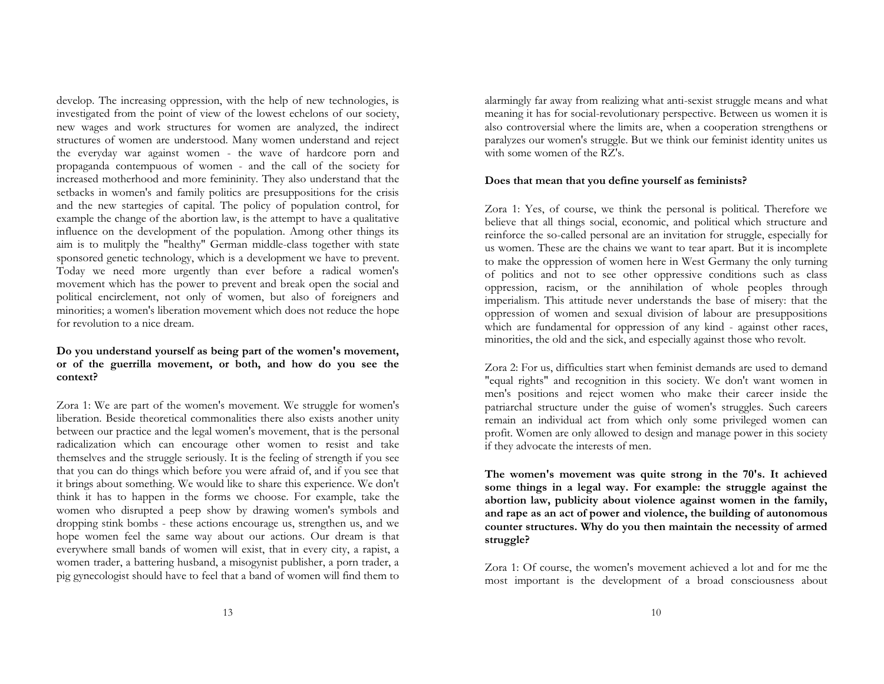develop. The increasing oppression, with the help of new technologies, is investigated from the point of view of the lowest echelons of our society, new wages and work structures for women are analyzed, the indirect structures of women are understood. Many women understand and reject the everyday war against women - the wave of hardcore porn and propaganda contemptuous of women - and the call of the society for increased motherhood and more femininity. They also understand that the setbacks in women's and family politics are presuppositions for the crisis and the new startegies of capital. The policy of population control, for example the change of the abortion law, is the attempt to have a qualitative influence on the development of the population. Among other things its aim is to mulitply the "healthy" German middle-class together with state sponsored genetic technology, which is a development we have to prevent. Today we need more urgently than ever before a radical women's movement which has the power to prevent and break open the social and political encirclement, not only of women, but also of foreigners and minorities; a women's liberation movement which does not reduce the hope for revolution to a nice dream.

**Do you understand yourself as being part of the women's movement, or of the guerrilla movement, or both, and how do you see the context?**

Zora 1: We are part of the women's movement. We struggle for women's liberation. Beside theoretical commonalities there also exists another unity between our practice and the legal women's movement, that is the personal radicalization which can encourage other women to resist and take themselves and the struggle seriously. It is the feeling of strength if you see that you can do things which before you were afraid of, and if you see that it brings about something. We would like to share this experience. We don't think it has to happen in the forms we choose. For example, take the women who disrupted a peep show by drawing women's symbols and dropping stink bombs - these actions encourage us, strengthen us, and we hope women feel the same way about our actions. Our dream is that everywhere small bands of women will exist, that in every city, a rapist, a women trader, a battering husband, a misogynist publisher, a porn trader, a pig gynecologist should have to feel that a band of women will find them to

alarmingly far away from realizing what anti-sexist struggle means and what meaning it has for social-revolutionary perspective. Between us women it is also controversial where the limits are, when a cooperation strengthens or paralyzes our women's struggle. But we think our feminist identity unites us with some women of the RZ's.

**Does that mean that you define yourself as feminists?**

Zora 1: Yes, of course, we think the personal is political. Therefore we believe that all things social, economic, and political which structure and reinforce the so-called personal are an invitation for struggle, especially for us women. These are the chains we want to tear apart. But it is incomplete to make the oppression of women here in West Germany the only turning of politics and not to see other oppressive conditions such as class oppression, racism, or the annihilation of whole peoples through imperialism. This attitude never understands the base of misery: that the oppression of women and sexual division of labour are presuppositions which are fundamental for oppression of any kind - against other races, minorities, the old and the sick, and especially against those who revolt.

Zora 2: For us, difficulties start when feminist demands are used to demand "equal rights" and recognition in this society. We don't want women in men's positions and reject women who make their career inside the patriarchal structure under the guise of women's struggles. Such careers remain an individual act from which only some privileged women can profit. Women are only allowed to design and manage power in this society if they advocate the interests of men.

**The women's movement was quite strong in the 70's. It achieved some things in a legal way. For example: the struggle against the abortion law, publicity about violence against women in the family, and rape as an act of power and violence, the building of autonomous counter structures. Why do you then maintain the necessity of armed struggle?**

Zora 1: Of course, the women's movement achieved a lot and for me the most important is the development of a broad consciousness about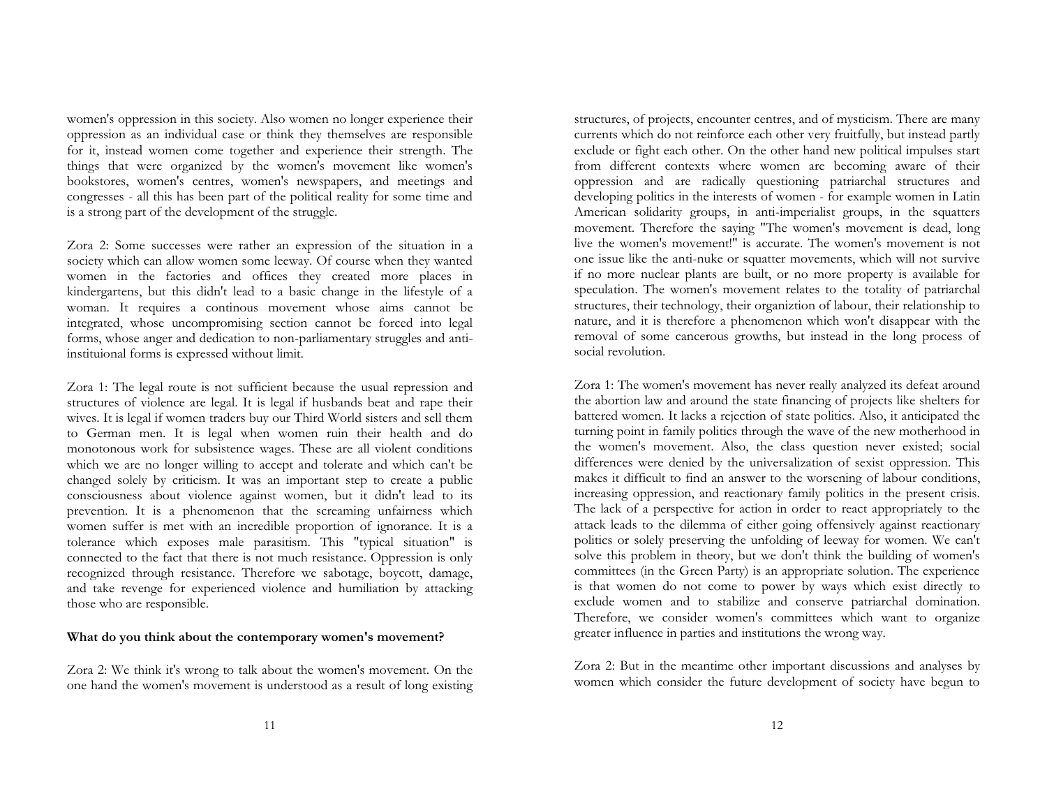women's oppression in this society. Also women no longer experience their oppression as an individual case or think they themselves are responsible for it, instead women come together and experience their strength. The things that were organized by the women's movement like women's bookstores, women's centres, women's newspapers, and meetings and congresses - all this has been part of the political reality for some time and is a strong part of the development of the struggle.

Zora 2: Some successes were rather an expression of the situation in a society which can allow women some leeway. Of course when they wanted women in the factories and offices they created more places in kindergartens, but this didn't lead to a basic change in the lifestyle of a woman. It requires a continous movement whose aims cannot be integrated, whose uncompromising section cannot be forced into legal forms, whose anger and dedication to non-parliamentary struggles and anti-instituional forms is expressed without limit.

Zora 1: The legal route is not sufficient because the usual repression and structures of violence are legal. It is legal if husbands beat and rape their wives. It is legal if women traders buy our Third World sisters and sell them to German men. It is legal when women ruin their health and do monotonous work for subsistence wages. These are all violent conditions which we are no longer willing to accept and tolerate and which can't be changed solely by criticism. It was an important step to create a public consciousness about violence against women, but it didn't lead to its prevention. It is a phenomenon that the screaming unfairness which women suffer is met with an incredible proportion of ignorance. It is a tolerance which exposes male parasitism. This "typical situation" is connected to the fact that there is not much resistance. Oppression is only recognized through resistance. Therefore we sabotage, boycott, damage, and take revenge for experienced violence and humiliation by attacking those who are responsible.

**What do you think about the contemporary women's movement?**

Zora 2: We think it's wrong to talk about the women's movement. On the one hand the women's movement is understood as a result of long existing structures, of projects, encounter centres, and of mysticism. There are many currents which do not reinforce each other very fruitfully, but instead partly exclude or fight each other. On the other hand new political impulses start from different contexts where women are becoming aware of their oppression and are radically questioning patriarchal structures and developing politics in the interests of women - for example women in Latin American solidarity groups, in anti-imperialist groups, in the squatters movement. Therefore the saying "The women's movement is dead, long live the women's movement!" is accurate. The women's movement is not one issue like the anti-nuke or squatter movements, which will not survive if no more nuclear plants are built, or no more property is available for speculation. The women's movement relates to the totality of patriarchal structures, their technology, their organiztion of labour, their relationship to nature, and it is therefore a phenomenon which won't disappear with the removal of some cancerous growths, but instead in the long process of social revolution.

Zora 1: The women's movement has never really analyzed its defeat around the abortion law and around the state financing of projects like shelters for battered women. It lacks a rejection of state politics. Also, it anticipated the turning point in family politics through the wave of the new motherhood in the women's movement. Also, the class question never existed; social differences were denied by the universalization of sexist oppression. This makes it difficult to find an answer to the worsening of labour conditions, increasing oppression, and reactionary family politics in the present crisis. The lack of a perspective for action in order to react appropriately to the attack leads to the dilemma of either going offensively against reactionary politics or solely preserving the unfolding of leeway for women. We can't solve this problem in theory, but we don't think the building of women's committees (in the Green Party) is an appropriate solution. The experience is that women do not come to power by ways which exist directly to exclude women and to stabilize and conserve patriarchal domination. Therefore, we consider women's committees which want to organize greater influence in parties and institutions the wrong way.

Zora 2: But in the meantime other important discussions and analyses by women which consider the future development of society have begun to